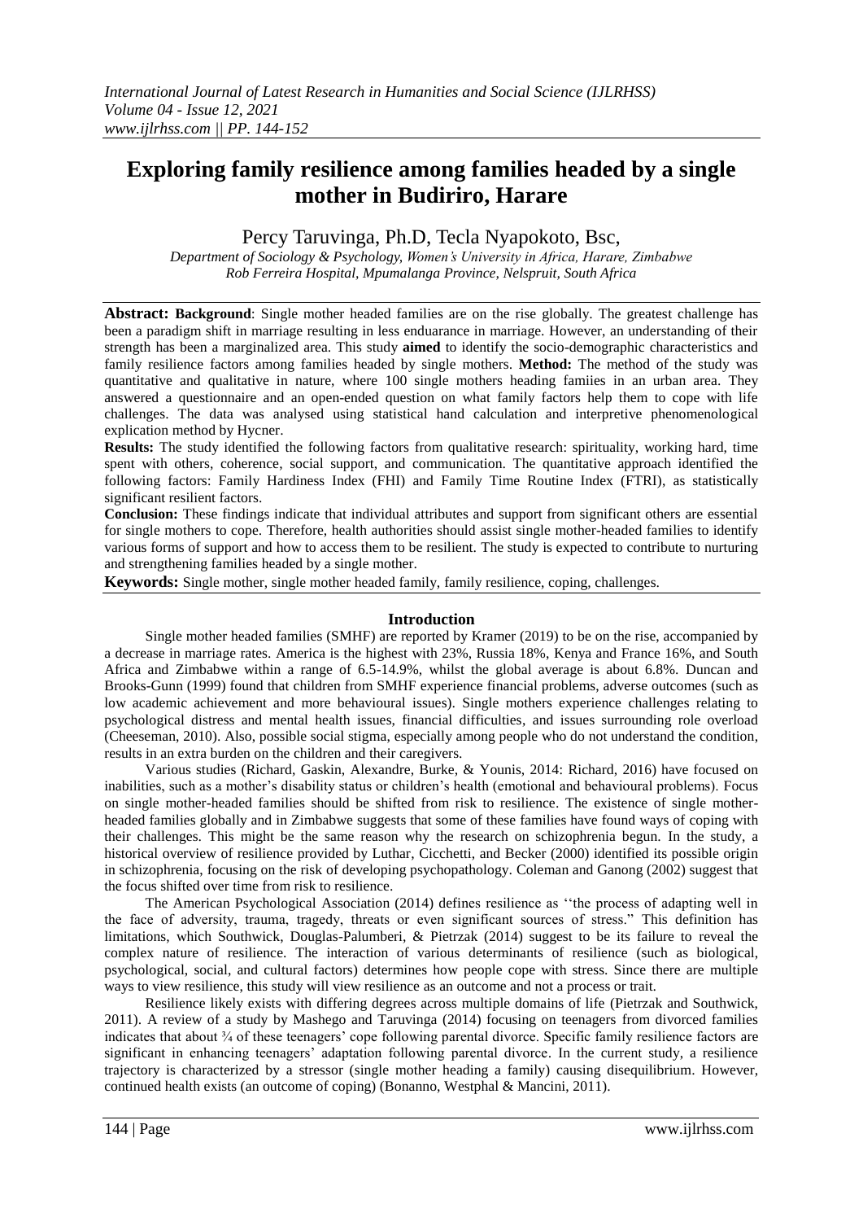# Exploring family resilience among families headed by a single mother in Budiriro, Harare

Percy Taruvinga, Ph.D, Tecla Nyapokoto, Bsc,

*Department of Sociology & Psychology, Women's University in Africa, Harare, Zimbabwe*
*Rob Ferreira Hospital, Mpumalanga Province, Nelspruit, South Africa*

**Abstract: Background**: Single mother headed families are on the rise globally. The greatest challenge has been a paradigm shift in marriage resulting in less enduarance in marriage. However, an understanding of their strength has been a marginalized area. This study **aimed** to identify the socio-demographic characteristics and family resilience factors among families headed by single mothers. **Method:** The method of the study was quantitative and qualitative in nature, where 100 single mothers heading famiies in an urban area. They answered a questionnaire and an open-ended question on what family factors help them to cope with life challenges. The data was analysed using statistical hand calculation and interpretive phenomenological explication method by Hycner.

**Results:** The study identified the following factors from qualitative research: spirituality, working hard, time spent with others, coherence, social support, and communication. The quantitative approach identified the following factors: Family Hardiness Index (FHI) and Family Time Routine Index (FTRI), as statistically significant resilient factors.

**Conclusion:** These findings indicate that individual attributes and support from significant others are essential for single mothers to cope. Therefore, health authorities should assist single mother-headed families to identify various forms of support and how to access them to be resilient. The study is expected to contribute to nurturing and strengthening families headed by a single mother.

**Keywords:** Single mother, single mother headed family, family resilience, coping, challenges.

## Introduction

Single mother headed families (SMHF) are reported by Kramer (2019) to be on the rise, accompanied by a decrease in marriage rates. America is the highest with 23%, Russia 18%, Kenya and France 16%, and South Africa and Zimbabwe within a range of 6.5-14.9%, whilst the global average is about 6.8%. Duncan and Brooks-Gunn (1999) found that children from SMHF experience financial problems, adverse outcomes (such as low academic achievement and more behavioural issues). Single mothers experience challenges relating to psychological distress and mental health issues, financial difficulties, and issues surrounding role overload (Cheeseman, 2010). Also, possible social stigma, especially among people who do not understand the condition, results in an extra burden on the children and their caregivers.

Various studies (Richard, Gaskin, Alexandre, Burke, & Younis, 2014: Richard, 2016) have focused on inabilities, such as a mother's disability status or children's health (emotional and behavioural problems). Focus on single mother-headed families should be shifted from risk to resilience. The existence of single mother-headed families globally and in Zimbabwe suggests that some of these families have found ways of coping with their challenges. This might be the same reason why the research on schizophrenia begun. In the study, a historical overview of resilience provided by Luthar, Cicchetti, and Becker (2000) identified its possible origin in schizophrenia, focusing on the risk of developing psychopathology. Coleman and Ganong (2002) suggest that the focus shifted over time from risk to resilience.

The American Psychological Association (2014) defines resilience as ''the process of adapting well in the face of adversity, trauma, tragedy, threats or even significant sources of stress." This definition has limitations, which Southwick, Douglas-Palumberi, & Pietrzak (2014) suggest to be its failure to reveal the complex nature of resilience. The interaction of various determinants of resilience (such as biological, psychological, social, and cultural factors) determines how people cope with stress. Since there are multiple ways to view resilience, this study will view resilience as an outcome and not a process or trait.

Resilience likely exists with differing degrees across multiple domains of life (Pietrzak and Southwick, 2011). A review of a study by Mashego and Taruvinga (2014) focusing on teenagers from divorced families indicates that about ¾ of these teenagers' cope following parental divorce. Specific family resilience factors are significant in enhancing teenagers' adaptation following parental divorce. In the current study, a resilience trajectory is characterized by a stressor (single mother heading a family) causing disequilibrium. However, continued health exists (an outcome of coping) (Bonanno, Westphal & Mancini, 2011).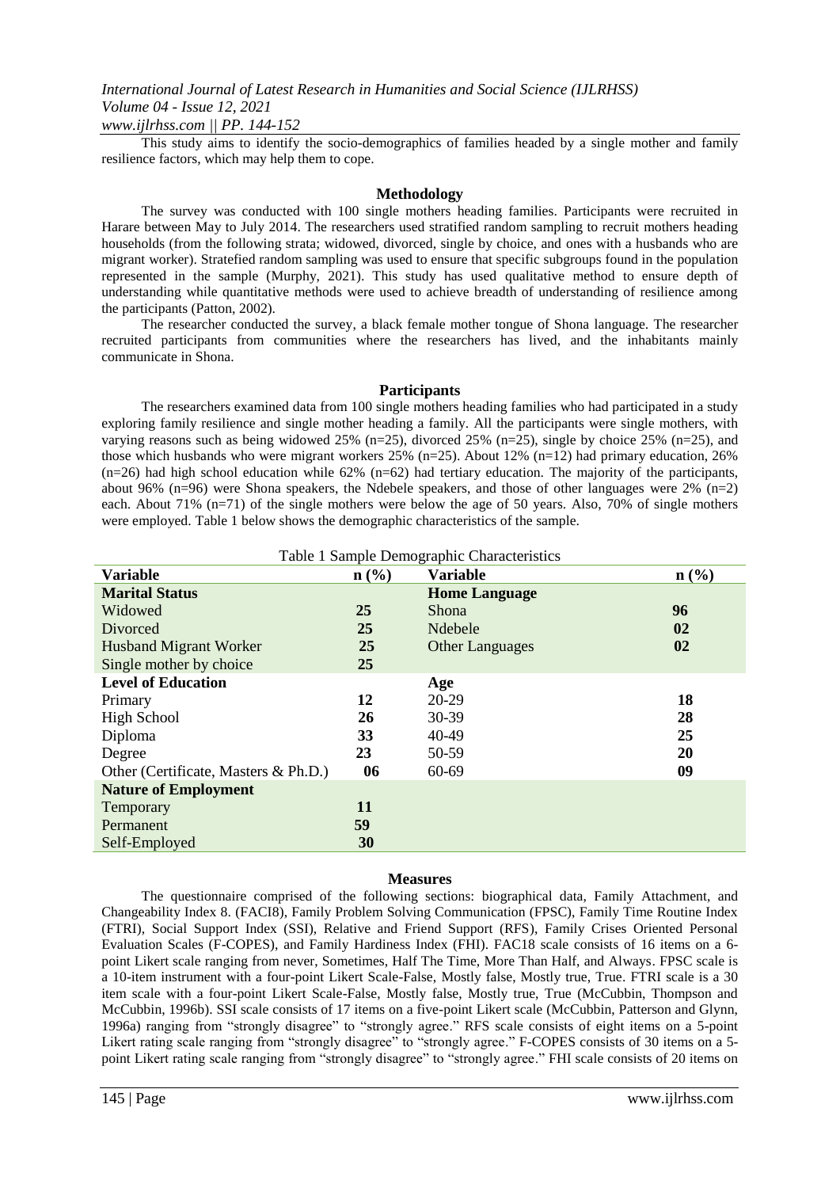This study aims to identify the socio-demographics of families headed by a single mother and family resilience factors, which may help them to cope.

## Methodology

The survey was conducted with 100 single mothers heading families. Participants were recruited in Harare between May to July 2014. The researchers used stratified random sampling to recruit mothers heading households (from the following strata; widowed, divorced, single by choice, and ones with a husbands who are migrant worker). Stratefied random sampling was used to ensure that specific subgroups found in the population represented in the sample (Murphy, 2021). This study has used qualitative method to ensure depth of understanding while quantitative methods were used to achieve breadth of understanding of resilience among the participants (Patton, 2002).

The researcher conducted the survey, a black female mother tongue of Shona language. The researcher recruited participants from communities where the researchers has lived, and the inhabitants mainly communicate in Shona.

## Participants

The researchers examined data from 100 single mothers heading families who had participated in a study exploring family resilience and single mother heading a family. All the participants were single mothers, with varying reasons such as being widowed 25% (n=25), divorced 25% (n=25), single by choice 25% (n=25), and those which husbands who were migrant workers 25% (n=25). About 12% (n=12) had primary education, 26% (n=26) had high school education while 62% (n=62) had tertiary education. The majority of the participants, about 96% (n=96) were Shona speakers, the Ndebele speakers, and those of other languages were 2% (n=2) each. About 71% (n=71) of the single mothers were below the age of 50 years. Also, 70% of single mothers were employed. Table 1 below shows the demographic characteristics of the sample.

Table 1 Sample Demographic Characteristics

| Variable | n (%) | Variable | n (%) |
|---|---|---|---|
| **Marital Status** | | **Home Language** | |
| Widowed | **25** | Shona | **96** |
| Divorced | **25** | Ndebele | **02** |
| Husband Migrant Worker | **25** | Other Languages | **02** |
| Single mother by choice | **25** | | |
| **Level of Education** | | **Age** | |
| Primary | **12** | 20-29 | **18** |
| High School | **26** | 30-39 | **28** |
| Diploma | **33** | 40-49 | **25** |
| Degree | **23** | 50-59 | **20** |
| Other (Certificate, Masters & Ph.D.) | **06** | 60-69 | **09** |
| **Nature of Employment** | | | |
| Temporary | **11** | | |
| Permanent | **59** | | |
| Self-Employed | **30** | | |

## Measures

The questionnaire comprised of the following sections: biographical data, Family Attachment, and Changeability Index 8. (FACI8), Family Problem Solving Communication (FPSC), Family Time Routine Index (FTRI), Social Support Index (SSI), Relative and Friend Support (RFS), Family Crises Oriented Personal Evaluation Scales (F-COPES), and Family Hardiness Index (FHI). FAC18 scale consists of 16 items on a 6-point Likert scale ranging from never, Sometimes, Half The Time, More Than Half, and Always. FPSC scale is a 10-item instrument with a four-point Likert Scale-False, Mostly false, Mostly true, True. FTRI scale is a 30 item scale with a four-point Likert Scale-False, Mostly false, Mostly true, True (McCubbin, Thompson and McCubbin, 1996b). SSI scale consists of 17 items on a five-point Likert scale (McCubbin, Patterson and Glynn, 1996a) ranging from "strongly disagree" to "strongly agree." RFS scale consists of eight items on a 5-point Likert rating scale ranging from "strongly disagree" to "strongly agree." F-COPES consists of 30 items on a 5-point Likert rating scale ranging from "strongly disagree" to "strongly agree." FHI scale consists of 20 items on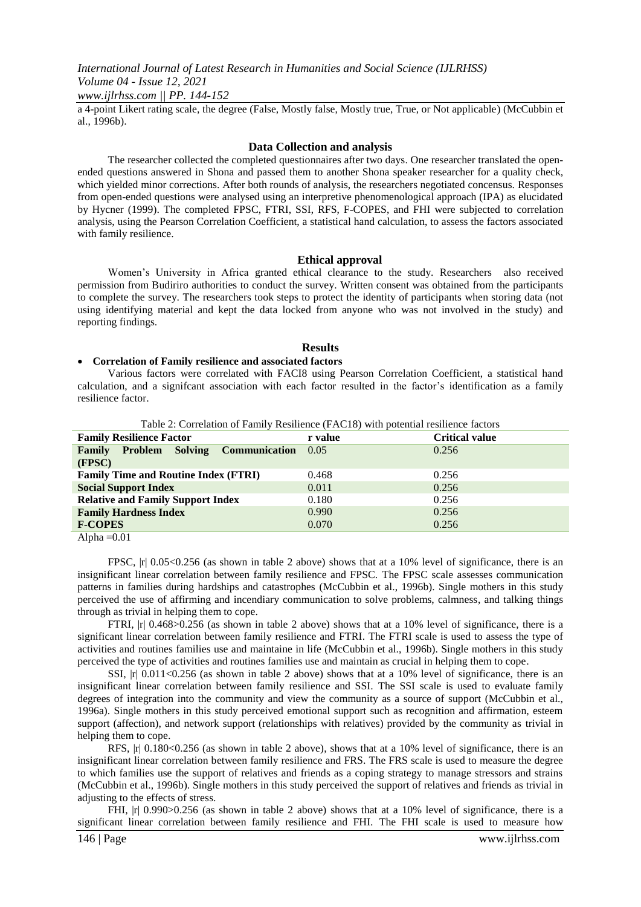a 4-point Likert rating scale, the degree (False, Mostly false, Mostly true, True, or Not applicable) (McCubbin et al., 1996b).

## Data Collection and analysis

The researcher collected the completed questionnaires after two days. One researcher translated the open-ended questions answered in Shona and passed them to another Shona speaker researcher for a quality check, which yielded minor corrections. After both rounds of analysis, the researchers negotiated concensus. Responses from open-ended questions were analysed using an interpretive phenomenological approach (IPA) as elucidated by Hycner (1999). The completed FPSC, FTRI, SSI, RFS, F-COPES, and FHI were subjected to correlation analysis, using the Pearson Correlation Coefficient, a statistical hand calculation, to assess the factors associated with family resilience.

## Ethical approval

Women's University in Africa granted ethical clearance to the study. Researchers also received permission from Budiriro authorities to conduct the survey. Written consent was obtained from the participants to complete the survey. The researchers took steps to protect the identity of participants when storing data (not using identifying material and kept the data locked from anyone who was not involved in the study) and reporting findings.

## Results

- **Correlation of Family resilience and associated factors**

Various factors were correlated with FACI8 using Pearson Correlation Coefficient, a statistical hand calculation, and a signifcant association with each factor resulted in the factor's identification as a family resilience factor.

Table 2: Correlation of Family Resilience (FAC18) with potential resilience factors

| Family Resilience Factor | r value | Critical value |
|---|---|---|
| **Family Problem Solving Communication (FPSC)** | 0.05 | 0.256 |
| **Family Time and Routine Index (FTRI)** | 0.468 | 0.256 |
| **Social Support Index** | 0.011 | 0.256 |
| **Relative and Family Support Index** | 0.180 | 0.256 |
| **Family Hardness Index** | 0.990 | 0.256 |
| **F-COPES** | 0.070 | 0.256 |

Alpha =0.01

FPSC, |r| 0.05<0.256 (as shown in table 2 above) shows that at a 10% level of significance, there is an insignificant linear correlation between family resilience and FPSC. The FPSC scale assesses communication patterns in families during hardships and catastrophes (McCubbin et al., 1996b). Single mothers in this study perceived the use of affirming and incendiary communication to solve problems, calmness, and talking things through as trivial in helping them to cope.

FTRI, |r| 0.468>0.256 (as shown in table 2 above) shows that at a 10% level of significance, there is a significant linear correlation between family resilience and FTRI. The FTRI scale is used to assess the type of activities and routines families use and maintaine in life (McCubbin et al., 1996b). Single mothers in this study perceived the type of activities and routines families use and maintain as crucial in helping them to cope.

SSI, |r| 0.011<0.256 (as shown in table 2 above) shows that at a 10% level of significance, there is an insignificant linear correlation between family resilience and SSI. The SSI scale is used to evaluate family degrees of integration into the community and view the community as a source of support (McCubbin et al., 1996a). Single mothers in this study perceived emotional support such as recognition and affirmation, esteem support (affection), and network support (relationships with relatives) provided by the community as trivial in helping them to cope.

RFS, |r| 0.180<0.256 (as shown in table 2 above), shows that at a 10% level of significance, there is an insignificant linear correlation between family resilience and FRS. The FRS scale is used to measure the degree to which families use the support of relatives and friends as a coping strategy to manage stressors and strains (McCubbin et al., 1996b). Single mothers in this study perceived the support of relatives and friends as trivial in adjusting to the effects of stress.

FHI, |r| 0.990>0.256 (as shown in table 2 above) shows that at a 10% level of significance, there is a significant linear correlation between family resilience and FHI. The FHI scale is used to measure how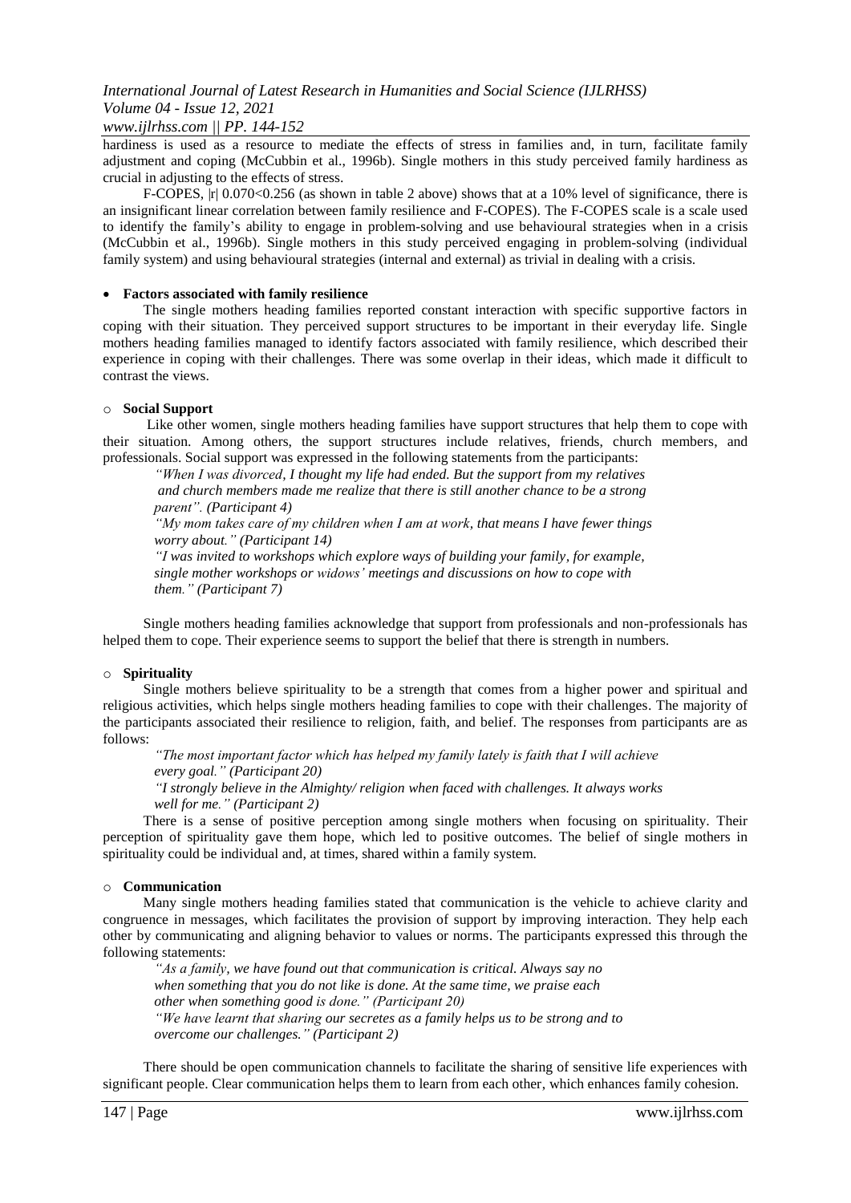hardiness is used as a resource to mediate the effects of stress in families and, in turn, facilitate family adjustment and coping (McCubbin et al., 1996b). Single mothers in this study perceived family hardiness as crucial in adjusting to the effects of stress.

F-COPES, $|r|$ $0.070<0.256$ (as shown in table 2 above) shows that at a 10% level of significance, there is an insignificant linear correlation between family resilience and F-COPES). The F-COPES scale is a scale used to identify the family's ability to engage in problem-solving and use behavioural strategies when in a crisis (McCubbin et al., 1996b). Single mothers in this study perceived engaging in problem-solving (individual family system) and using behavioural strategies (internal and external) as trivial in dealing with a crisis.

- **Factors associated with family resilience**

The single mothers heading families reported constant interaction with specific supportive factors in coping with their situation. They perceived support structures to be important in their everyday life. Single mothers heading families managed to identify factors associated with family resilience, which described their experience in coping with their challenges. There was some overlap in their ideas, which made it difficult to contrast the views.

- **Social Support**

Like other women, single mothers heading families have support structures that help them to cope with their situation. Among others, the support structures include relatives, friends, church members, and professionals. Social support was expressed in the following statements from the participants:

*"When I was divorced, I thought my life had ended. But the support from my relatives and church members made me realize that there is still another chance to be a strong parent". (Participant 4)*

*"My mom takes care of my children when I am at work, that means I have fewer things worry about." (Participant 14)*

*"I was invited to workshops which explore ways of building your family, for example, single mother workshops or widows' meetings and discussions on how to cope with them." (Participant 7)*

Single mothers heading families acknowledge that support from professionals and non-professionals has helped them to cope. Their experience seems to support the belief that there is strength in numbers.

- **Spirituality**

Single mothers believe spirituality to be a strength that comes from a higher power and spiritual and religious activities, which helps single mothers heading families to cope with their challenges. The majority of the participants associated their resilience to religion, faith, and belief. The responses from participants are as follows:

*"The most important factor which has helped my family lately is faith that I will achieve every goal." (Participant 20)*

*"I strongly believe in the Almighty/ religion when faced with challenges. It always works well for me." (Participant 2)*

There is a sense of positive perception among single mothers when focusing on spirituality. Their perception of spirituality gave them hope, which led to positive outcomes. The belief of single mothers in spirituality could be individual and, at times, shared within a family system.

- **Communication**

Many single mothers heading families stated that communication is the vehicle to achieve clarity and congruence in messages, which facilitates the provision of support by improving interaction. They help each other by communicating and aligning behavior to values or norms. The participants expressed this through the following statements:

*"As a family, we have found out that communication is critical. Always say no when something that you do not like is done. At the same time, we praise each other when something good is done." (Participant 20)*

*"We have learnt that sharing our secretes as a family helps us to be strong and to overcome our challenges." (Participant 2)*

There should be open communication channels to facilitate the sharing of sensitive life experiences with significant people. Clear communication helps them to learn from each other, which enhances family cohesion.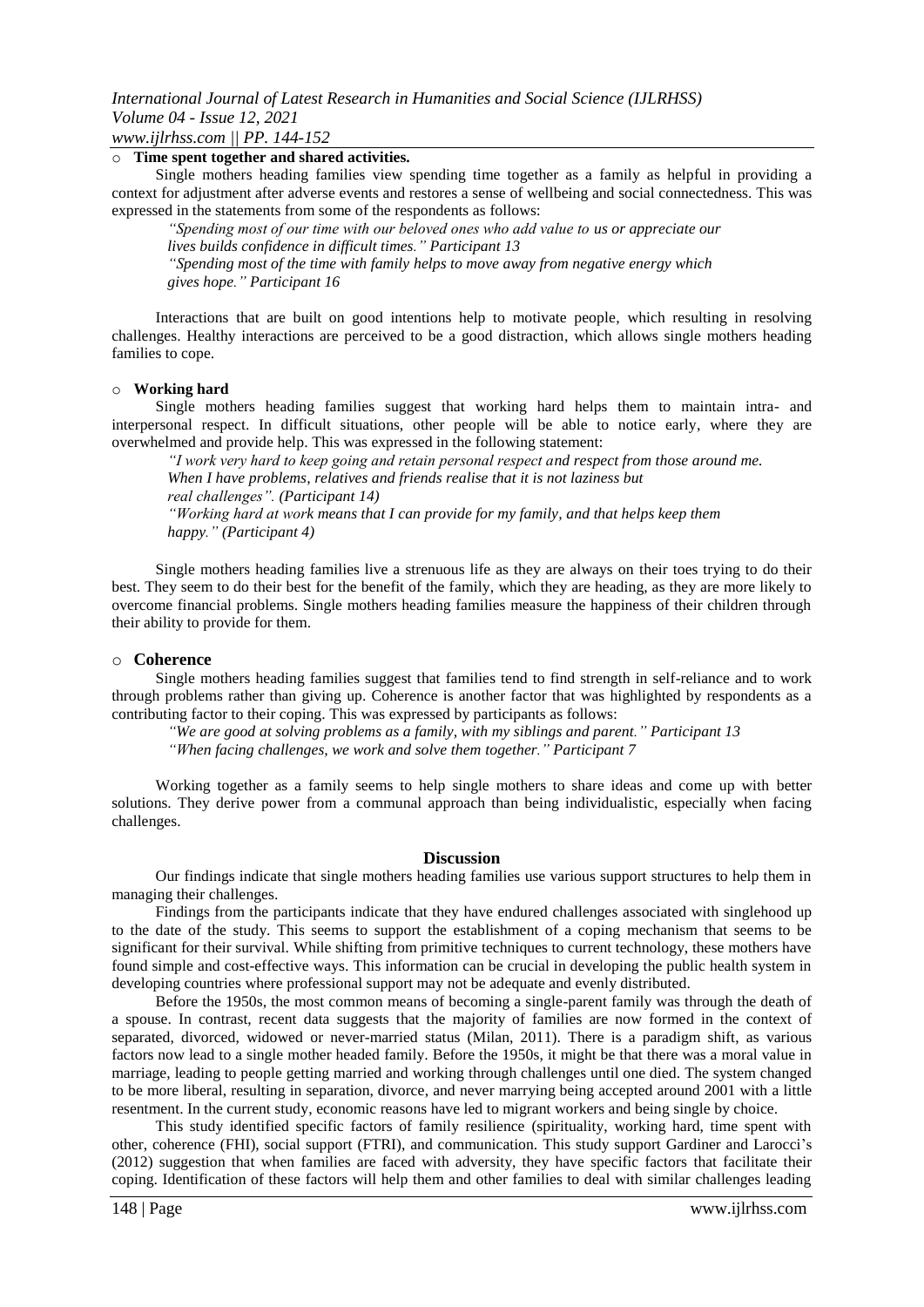- **Time spent together and shared activities.**

Single mothers heading families view spending time together as a family as helpful in providing a context for adjustment after adverse events and restores a sense of wellbeing and social connectedness. This was expressed in the statements from some of the respondents as follows:

> *"Spending most of our time with our beloved ones who add value to us or appreciate our lives builds confidence in difficult times." Participant 13*
> *"Spending most of the time with family helps to move away from negative energy which gives hope." Participant 16*

Interactions that are built on good intentions help to motivate people, which resulting in resolving challenges. Healthy interactions are perceived to be a good distraction, which allows single mothers heading families to cope.

- **Working hard**

Single mothers heading families suggest that working hard helps them to maintain intra- and interpersonal respect. In difficult situations, other people will be able to notice early, where they are overwhelmed and provide help. This was expressed in the following statement:

> *"I work very hard to keep going and retain personal respect and respect from those around me. When I have problems, relatives and friends realise that it is not laziness but real challenges". (Participant 14)*
> *"Working hard at work means that I can provide for my family, and that helps keep them happy." (Participant 4)*

Single mothers heading families live a strenuous life as they are always on their toes trying to do their best. They seem to do their best for the benefit of the family, which they are heading, as they are more likely to overcome financial problems. Single mothers heading families measure the happiness of their children through their ability to provide for them.

- **Coherence**

Single mothers heading families suggest that families tend to find strength in self-reliance and to work through problems rather than giving up. Coherence is another factor that was highlighted by respondents as a contributing factor to their coping. This was expressed by participants as follows:

> *"We are good at solving problems as a family, with my siblings and parent." Participant 13*
> *"When facing challenges, we work and solve them together." Participant 7*

Working together as a family seems to help single mothers to share ideas and come up with better solutions. They derive power from a communal approach than being individualistic, especially when facing challenges.

## Discussion

Our findings indicate that single mothers heading families use various support structures to help them in managing their challenges.

Findings from the participants indicate that they have endured challenges associated with singlehood up to the date of the study. This seems to support the establishment of a coping mechanism that seems to be significant for their survival. While shifting from primitive techniques to current technology, these mothers have found simple and cost-effective ways. This information can be crucial in developing the public health system in developing countries where professional support may not be adequate and evenly distributed.

Before the 1950s, the most common means of becoming a single-parent family was through the death of a spouse. In contrast, recent data suggests that the majority of families are now formed in the context of separated, divorced, widowed or never-married status (Milan, 2011). There is a paradigm shift, as various factors now lead to a single mother headed family. Before the 1950s, it might be that there was a moral value in marriage, leading to people getting married and working through challenges until one died. The system changed to be more liberal, resulting in separation, divorce, and never marrying being accepted around 2001 with a little resentment. In the current study, economic reasons have led to migrant workers and being single by choice.

This study identified specific factors of family resilience (spirituality, working hard, time spent with other, coherence (FHI), social support (FTRI), and communication. This study support Gardiner and Larocci's (2012) suggestion that when families are faced with adversity, they have specific factors that facilitate their coping. Identification of these factors will help them and other families to deal with similar challenges leading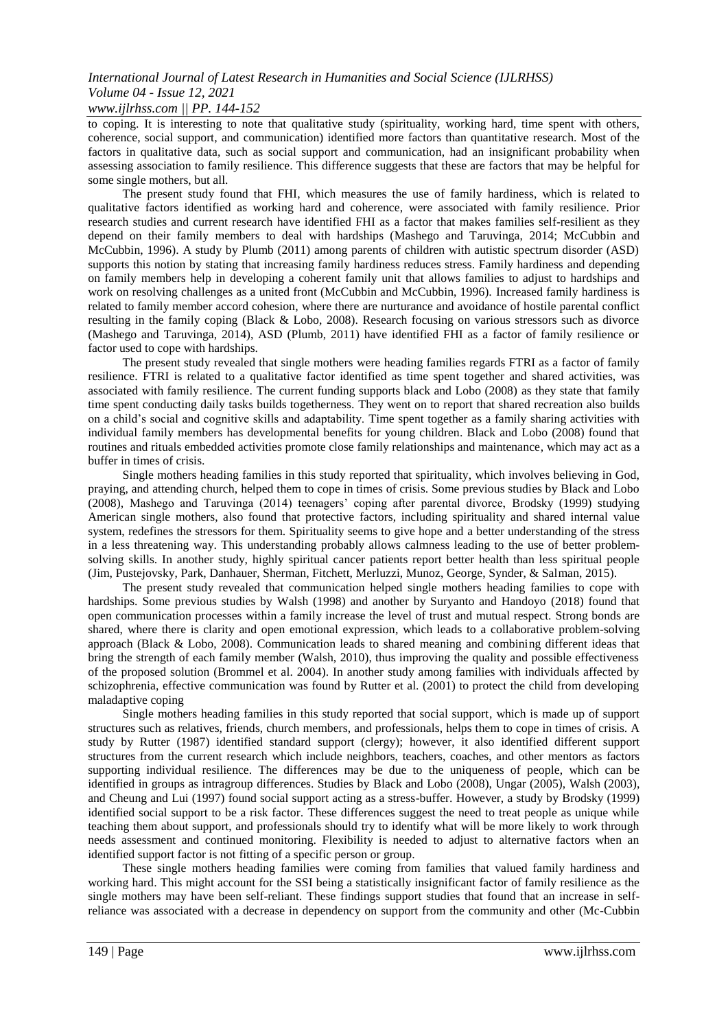to coping. It is interesting to note that qualitative study (spirituality, working hard, time spent with others, coherence, social support, and communication) identified more factors than quantitative research. Most of the factors in qualitative data, such as social support and communication, had an insignificant probability when assessing association to family resilience. This difference suggests that these are factors that may be helpful for some single mothers, but all.

The present study found that FHI, which measures the use of family hardiness, which is related to qualitative factors identified as working hard and coherence, were associated with family resilience. Prior research studies and current research have identified FHI as a factor that makes families self-resilient as they depend on their family members to deal with hardships (Mashego and Taruvinga, 2014; McCubbin and McCubbin, 1996). A study by Plumb (2011) among parents of children with autistic spectrum disorder (ASD) supports this notion by stating that increasing family hardiness reduces stress. Family hardiness and depending on family members help in developing a coherent family unit that allows families to adjust to hardships and work on resolving challenges as a united front (McCubbin and McCubbin, 1996). Increased family hardiness is related to family member accord cohesion, where there are nurturance and avoidance of hostile parental conflict resulting in the family coping (Black & Lobo, 2008). Research focusing on various stressors such as divorce (Mashego and Taruvinga, 2014), ASD (Plumb, 2011) have identified FHI as a factor of family resilience or factor used to cope with hardships.

The present study revealed that single mothers were heading families regards FTRI as a factor of family resilience. FTRI is related to a qualitative factor identified as time spent together and shared activities, was associated with family resilience. The current funding supports black and Lobo (2008) as they state that family time spent conducting daily tasks builds togetherness. They went on to report that shared recreation also builds on a child's social and cognitive skills and adaptability. Time spent together as a family sharing activities with individual family members has developmental benefits for young children. Black and Lobo (2008) found that routines and rituals embedded activities promote close family relationships and maintenance, which may act as a buffer in times of crisis.

Single mothers heading families in this study reported that spirituality, which involves believing in God, praying, and attending church, helped them to cope in times of crisis. Some previous studies by Black and Lobo (2008), Mashego and Taruvinga (2014) teenagers' coping after parental divorce, Brodsky (1999) studying American single mothers, also found that protective factors, including spirituality and shared internal value system, redefines the stressors for them. Spirituality seems to give hope and a better understanding of the stress in a less threatening way. This understanding probably allows calmness leading to the use of better problem-solving skills. In another study, highly spiritual cancer patients report better health than less spiritual people (Jim, Pustejovsky, Park, Danhauer, Sherman, Fitchett, Merluzzi, Munoz, George, Synder, & Salman, 2015).

The present study revealed that communication helped single mothers heading families to cope with hardships. Some previous studies by Walsh (1998) and another by Suryanto and Handoyo (2018) found that open communication processes within a family increase the level of trust and mutual respect. Strong bonds are shared, where there is clarity and open emotional expression, which leads to a collaborative problem-solving approach (Black & Lobo, 2008). Communication leads to shared meaning and combining different ideas that bring the strength of each family member (Walsh, 2010), thus improving the quality and possible effectiveness of the proposed solution (Brommel et al. 2004). In another study among families with individuals affected by schizophrenia, effective communication was found by Rutter et al. (2001) to protect the child from developing maladaptive coping

Single mothers heading families in this study reported that social support, which is made up of support structures such as relatives, friends, church members, and professionals, helps them to cope in times of crisis. A study by Rutter (1987) identified standard support (clergy); however, it also identified different support structures from the current research which include neighbors, teachers, coaches, and other mentors as factors supporting individual resilience. The differences may be due to the uniqueness of people, which can be identified in groups as intragroup differences. Studies by Black and Lobo (2008), Ungar (2005), Walsh (2003), and Cheung and Lui (1997) found social support acting as a stress-buffer. However, a study by Brodsky (1999) identified social support to be a risk factor. These differences suggest the need to treat people as unique while teaching them about support, and professionals should try to identify what will be more likely to work through needs assessment and continued monitoring. Flexibility is needed to adjust to alternative factors when an identified support factor is not fitting of a specific person or group.

These single mothers heading families were coming from families that valued family hardiness and working hard. This might account for the SSI being a statistically insignificant factor of family resilience as the single mothers may have been self-reliant. These findings support studies that found that an increase in self-reliance was associated with a decrease in dependency on support from the community and other (Mc-Cubbin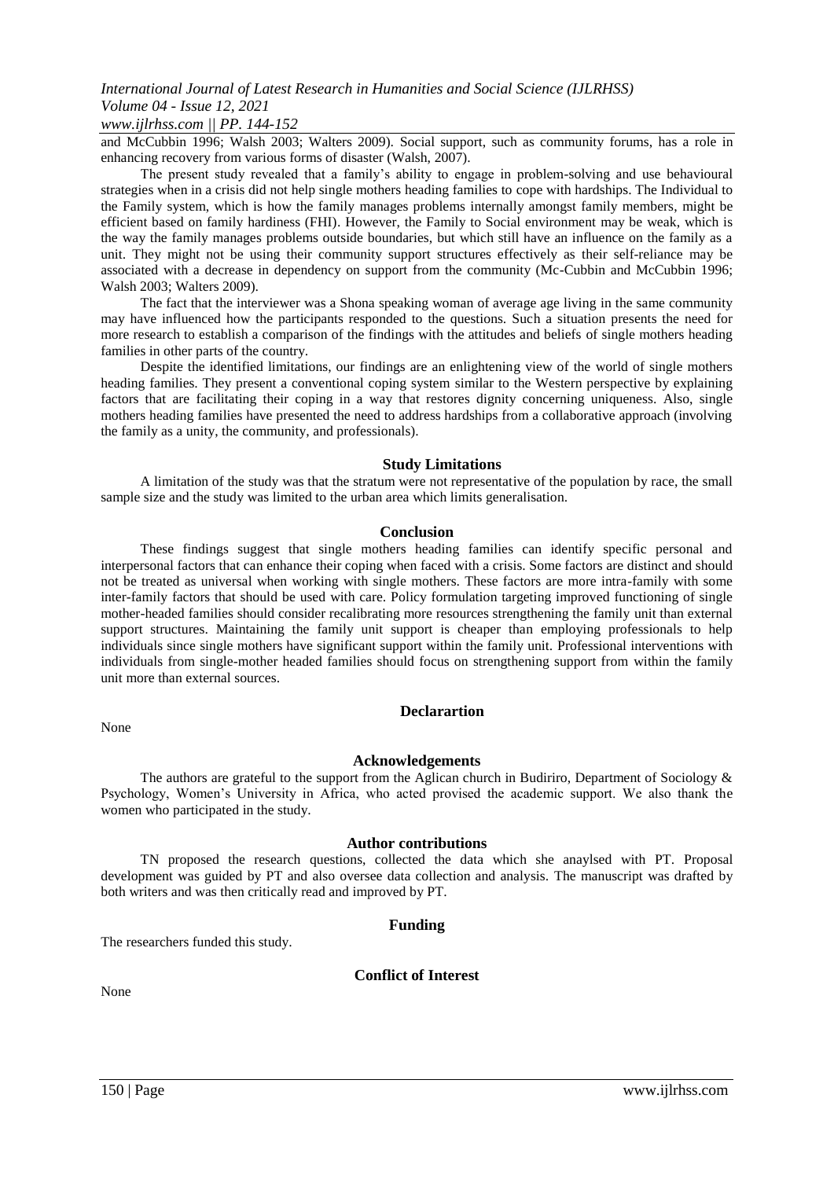and McCubbin 1996; Walsh 2003; Walters 2009). Social support, such as community forums, has a role in enhancing recovery from various forms of disaster (Walsh, 2007).

The present study revealed that a family's ability to engage in problem-solving and use behavioural strategies when in a crisis did not help single mothers heading families to cope with hardships. The Individual to the Family system, which is how the family manages problems internally amongst family members, might be efficient based on family hardiness (FHI). However, the Family to Social environment may be weak, which is the way the family manages problems outside boundaries, but which still have an influence on the family as a unit. They might not be using their community support structures effectively as their self-reliance may be associated with a decrease in dependency on support from the community (Mc-Cubbin and McCubbin 1996; Walsh 2003; Walters 2009).

The fact that the interviewer was a Shona speaking woman of average age living in the same community may have influenced how the participants responded to the questions. Such a situation presents the need for more research to establish a comparison of the findings with the attitudes and beliefs of single mothers heading families in other parts of the country.

Despite the identified limitations, our findings are an enlightening view of the world of single mothers heading families. They present a conventional coping system similar to the Western perspective by explaining factors that are facilitating their coping in a way that restores dignity concerning uniqueness. Also, single mothers heading families have presented the need to address hardships from a collaborative approach (involving the family as a unity, the community, and professionals).

## Study Limitations

A limitation of the study was that the stratum were not representative of the population by race, the small sample size and the study was limited to the urban area which limits generalisation.

## Conclusion

These findings suggest that single mothers heading families can identify specific personal and interpersonal factors that can enhance their coping when faced with a crisis. Some factors are distinct and should not be treated as universal when working with single mothers. These factors are more intra-family with some inter-family factors that should be used with care. Policy formulation targeting improved functioning of single mother-headed families should consider recalibrating more resources strengthening the family unit than external support structures. Maintaining the family unit support is cheaper than employing professionals to help individuals since single mothers have significant support within the family unit. Professional interventions with individuals from single-mother headed families should focus on strengthening support from within the family unit more than external sources.

## Declarartion

None

## Acknowledgements

The authors are grateful to the support from the Aglican church in Budiriro, Department of Sociology & Psychology, Women's University in Africa, who acted provised the academic support. We also thank the women who participated in the study.

## Author contributions

TN proposed the research questions, collected the data which she anaylsed with PT. Proposal development was guided by PT and also oversee data collection and analysis. The manuscript was drafted by both writers and was then critically read and improved by PT.

## Funding

The researchers funded this study.

## Conflict of Interest

None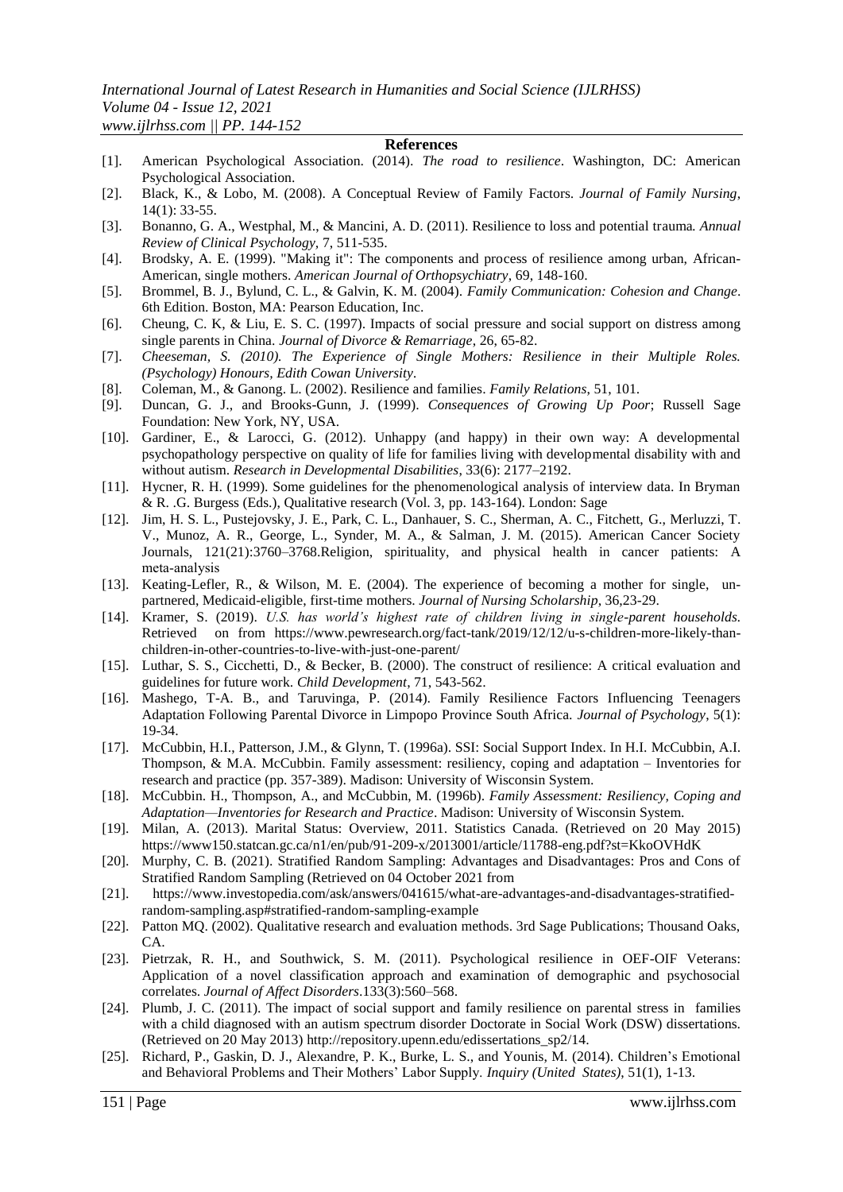## References

[1]. American Psychological Association. (2014). *The road to resilience*. Washington, DC: American Psychological Association.

[2]. Black, K., & Lobo, M. (2008). A Conceptual Review of Family Factors. *Journal of Family Nursing*, 14(1): 33-55.

[3]. Bonanno, G. A., Westphal, M., & Mancini, A. D. (2011). Resilience to loss and potential trauma. *Annual Review of Clinical Psychology,* 7, 511-535.

[4]. Brodsky, A. E. (1999). "Making it": The components and process of resilience among urban, African-American, single mothers. *American Journal of Orthopsychiatry*, 69, 148-160.

[5]. Brommel, B. J., Bylund, C. L., & Galvin, K. M. (2004). *Family Communication: Cohesion and Change*. 6th Edition. Boston, MA: Pearson Education, Inc.

[6]. Cheung, C. K, & Liu, E. S. C. (1997). Impacts of social pressure and social support on distress among single parents in China. *Journal of Divorce & Remarriage*, 26, 65-82.

[7]. *Cheeseman, S. (2010). The Experience of Single Mothers: Resilience in their Multiple Roles. (Psychology) Honours, Edith Cowan University*.

[8]. Coleman, M., & Ganong. L. (2002). Resilience and families. *Family Relations*, 51, 101.

[9]. Duncan, G. J., and Brooks-Gunn, J. (1999). *Consequences of Growing Up Poor*; Russell Sage Foundation: New York, NY, USA.

[10]. Gardiner, E., & Larocci, G. (2012). Unhappy (and happy) in their own way: A developmental psychopathology perspective on quality of life for families living with developmental disability with and without autism. *Research in Developmental Disabilities*, 33(6): 2177–2192.

[11]. Hycner, R. H. (1999). Some guidelines for the phenomenological analysis of interview data. In Bryman & R. .G. Burgess (Eds.), Qualitative research (Vol. 3, pp. 143-164). London: Sage

[12]. Jim, H. S. L., Pustejovsky, J. E., Park, C. L., Danhauer, S. C., Sherman, A. C., Fitchett, G., Merluzzi, T. V., Munoz, A. R., George, L., Synder, M. A., & Salman, J. M. (2015). American Cancer Society Journals, 121(21):3760–3768.Religion, spirituality, and physical health in cancer patients: A meta-analysis

[13]. Keating-Lefler, R., & Wilson, M. E. (2004). The experience of becoming a mother for single, un-partnered, Medicaid-eligible, first-time mothers. *Journal of Nursing Scholarship*, 36,23-29.

[14]. Kramer, S. (2019). *U.S. has world's highest rate of children living in single-parent households.* Retrieved on from https://www.pewresearch.org/fact-tank/2019/12/12/u-s-children-more-likely-than-children-in-other-countries-to-live-with-just-one-parent/

[15]. Luthar, S. S., Cicchetti, D., & Becker, B. (2000). The construct of resilience: A critical evaluation and guidelines for future work. *Child Development*, 71, 543-562.

[16]. Mashego, T-A. B., and Taruvinga, P. (2014). Family Resilience Factors Influencing Teenagers Adaptation Following Parental Divorce in Limpopo Province South Africa. *Journal of Psychology*, 5(1): 19-34.

[17]. McCubbin, H.I., Patterson, J.M., & Glynn, T. (1996a). SSI: Social Support Index. In H.I. McCubbin, A.I. Thompson, & M.A. McCubbin. Family assessment: resiliency, coping and adaptation – Inventories for research and practice (pp. 357-389). Madison: University of Wisconsin System.

[18]. McCubbin. H., Thompson, A., and McCubbin, M. (1996b). *Family Assessment: Resiliency, Coping and Adaptation—Inventories for Research and Practice*. Madison: University of Wisconsin System.

[19]. Milan, A. (2013). Marital Status: Overview, 2011. Statistics Canada. (Retrieved on 20 May 2015) https://www150.statcan.gc.ca/n1/en/pub/91-209-x/2013001/article/11788-eng.pdf?st=KkoOVHdK

[20]. Murphy, C. B. (2021). Stratified Random Sampling: Advantages and Disadvantages: Pros and Cons of Stratified Random Sampling (Retrieved on 04 October 2021 from

[21]. https://www.investopedia.com/ask/answers/041615/what-are-advantages-and-disadvantages-stratified-random-sampling.asp#stratified-random-sampling-example

[22]. Patton MQ. (2002). Qualitative research and evaluation methods. 3rd Sage Publications; Thousand Oaks, CA.

[23]. Pietrzak, R. H., and Southwick, S. M. (2011). Psychological resilience in OEF-OIF Veterans: Application of a novel classification approach and examination of demographic and psychosocial correlates. *Journal of Affect Disorders*.133(3):560–568.

[24]. Plumb, J. C. (2011). The impact of social support and family resilience on parental stress in families with a child diagnosed with an autism spectrum disorder Doctorate in Social Work (DSW) dissertations. (Retrieved on 20 May 2013) http://repository.upenn.edu/edissertations_sp2/14.

[25]. Richard, P., Gaskin, D. J., Alexandre, P. K., Burke, L. S., and Younis, M. (2014). Children's Emotional and Behavioral Problems and Their Mothers' Labor Supply. *Inquiry (United States)*, 51(1), 1-13.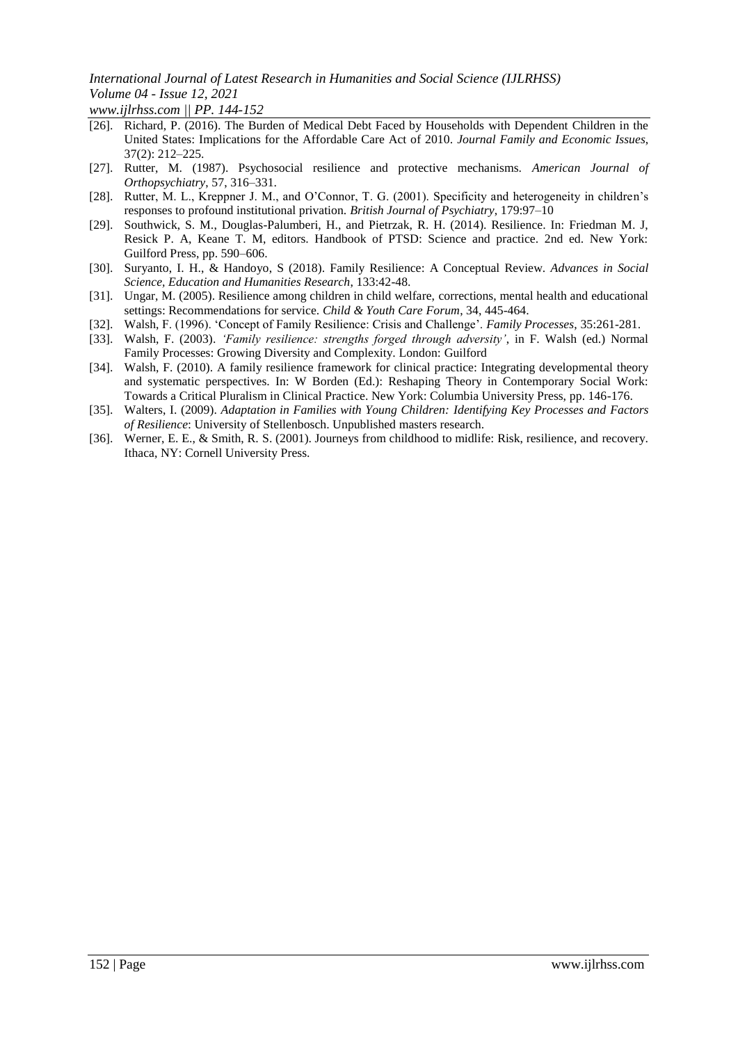[26]. Richard, P. (2016). The Burden of Medical Debt Faced by Households with Dependent Children in the United States: Implications for the Affordable Care Act of 2010. *Journal Family and Economic Issues*, 37(2): 212–225.

[27]. Rutter, M. (1987). Psychosocial resilience and protective mechanisms. *American Journal of Orthopsychiatry*, 57, 316–331.

[28]. Rutter, M. L., Kreppner J. M., and O'Connor, T. G. (2001). Specificity and heterogeneity in children's responses to profound institutional privation. *British Journal of Psychiatry*, 179:97–10

[29]. Southwick, S. M., Douglas-Palumberi, H., and Pietrzak, R. H. (2014). Resilience. In: Friedman M. J, Resick P. A, Keane T. M, editors. Handbook of PTSD: Science and practice. 2nd ed. New York: Guilford Press, pp. 590–606.

[30]. Suryanto, I. H., & Handoyo, S (2018). Family Resilience: A Conceptual Review. *Advances in Social Science, Education and Humanities Research*, 133:42-48.

[31]. Ungar, M. (2005). Resilience among children in child welfare, corrections, mental health and educational settings: Recommendations for service. *Child & Youth Care Forum*, 34, 445-464.

[32]. Walsh, F. (1996). 'Concept of Family Resilience: Crisis and Challenge'. *Family Processes*, 35:261-281.

[33]. Walsh, F. (2003). *'Family resilience: strengths forged through adversity'*, in F. Walsh (ed.) Normal Family Processes: Growing Diversity and Complexity. London: Guilford

[34]. Walsh, F. (2010). A family resilience framework for clinical practice: Integrating developmental theory and systematic perspectives. In: W Borden (Ed.): Reshaping Theory in Contemporary Social Work: Towards a Critical Pluralism in Clinical Practice. New York: Columbia University Press, pp. 146-176.

[35]. Walters, I. (2009). *Adaptation in Families with Young Children: Identifying Key Processes and Factors of Resilience*: University of Stellenbosch. Unpublished masters research.

[36]. Werner, E. E., & Smith, R. S. (2001). Journeys from childhood to midlife: Risk, resilience, and recovery. Ithaca, NY: Cornell University Press.